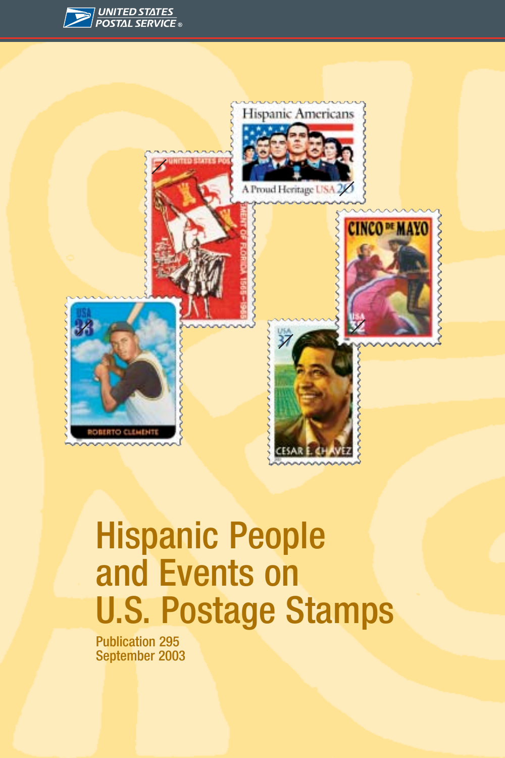# Hispanic People and Events on U.S. Postage Stamps

Publication 295
September 2003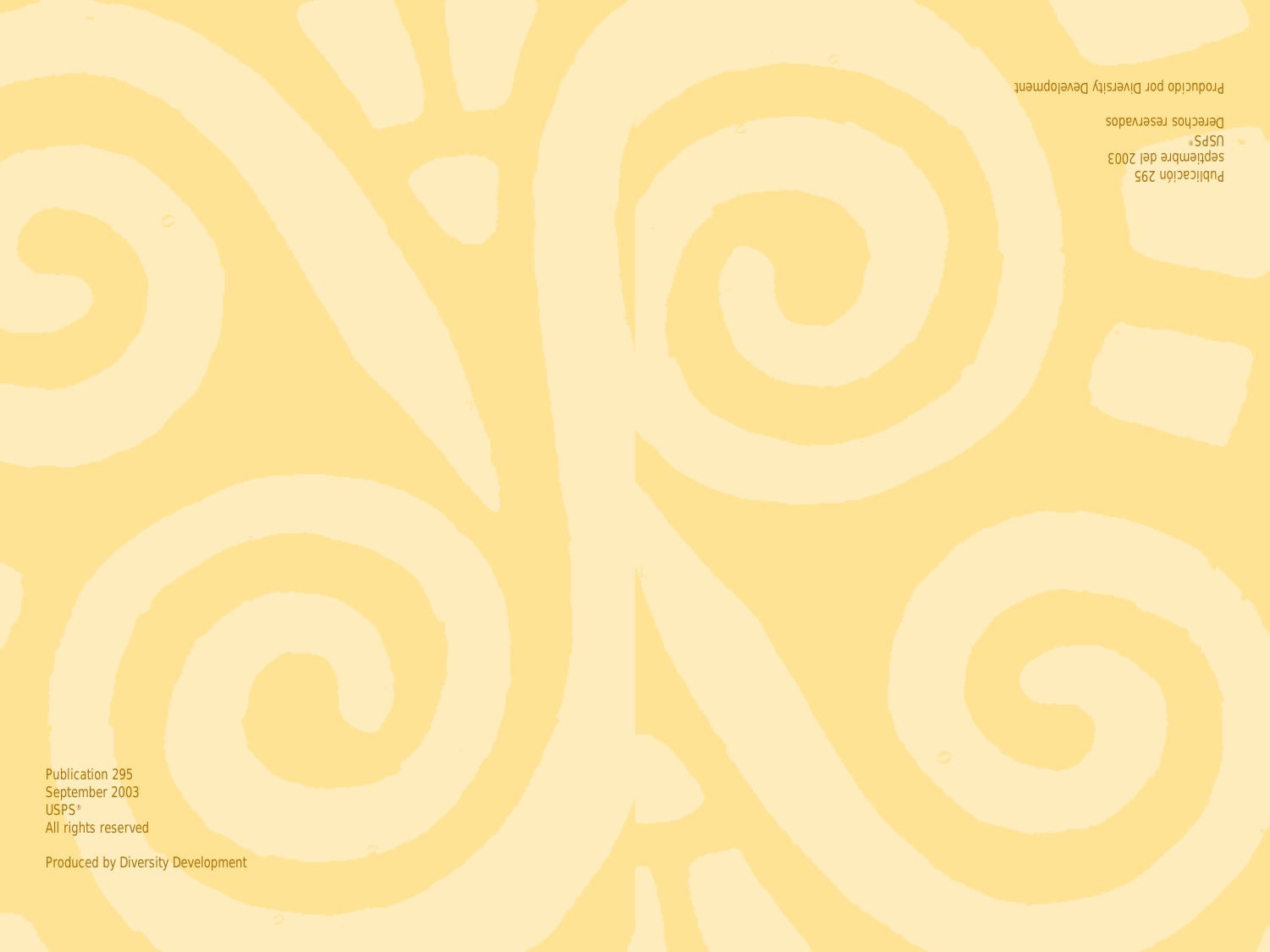Publication 295
September 2003
USPS®
All rights reserved

Produced by Diversity Development

Publicación 295
septiembre del 2003
USPS®
Derechos reservados

Producido por Diversity Development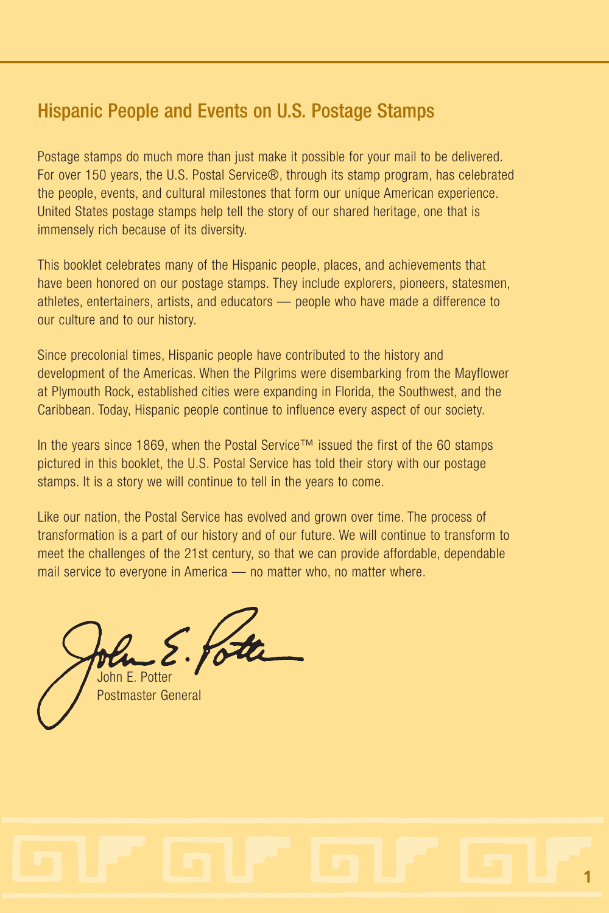## Hispanic People and Events on U.S. Postage Stamps

Postage stamps do much more than just make it possible for your mail to be delivered. For over 150 years, the U.S. Postal Service®, through its stamp program, has celebrated the people, events, and cultural milestones that form our unique American experience. United States postage stamps help tell the story of our shared heritage, one that is immensely rich because of its diversity.

This booklet celebrates many of the Hispanic people, places, and achievements that have been honored on our postage stamps. They include explorers, pioneers, statesmen, athletes, entertainers, artists, and educators — people who have made a difference to our culture and to our history.

Since precolonial times, Hispanic people have contributed to the history and development of the Americas. When the Pilgrims were disembarking from the Mayflower at Plymouth Rock, established cities were expanding in Florida, the Southwest, and the Caribbean. Today, Hispanic people continue to influence every aspect of our society.

In the years since 1869, when the Postal Service™ issued the first of the 60 stamps pictured in this booklet, the U.S. Postal Service has told their story with our postage stamps. It is a story we will continue to tell in the years to come.

Like our nation, the Postal Service has evolved and grown over time. The process of transformation is a part of our history and of our future. We will continue to transform to meet the challenges of the 21st century, so that we can provide affordable, dependable mail service to everyone in America — no matter who, no matter where.

John E. Potter
Postmaster General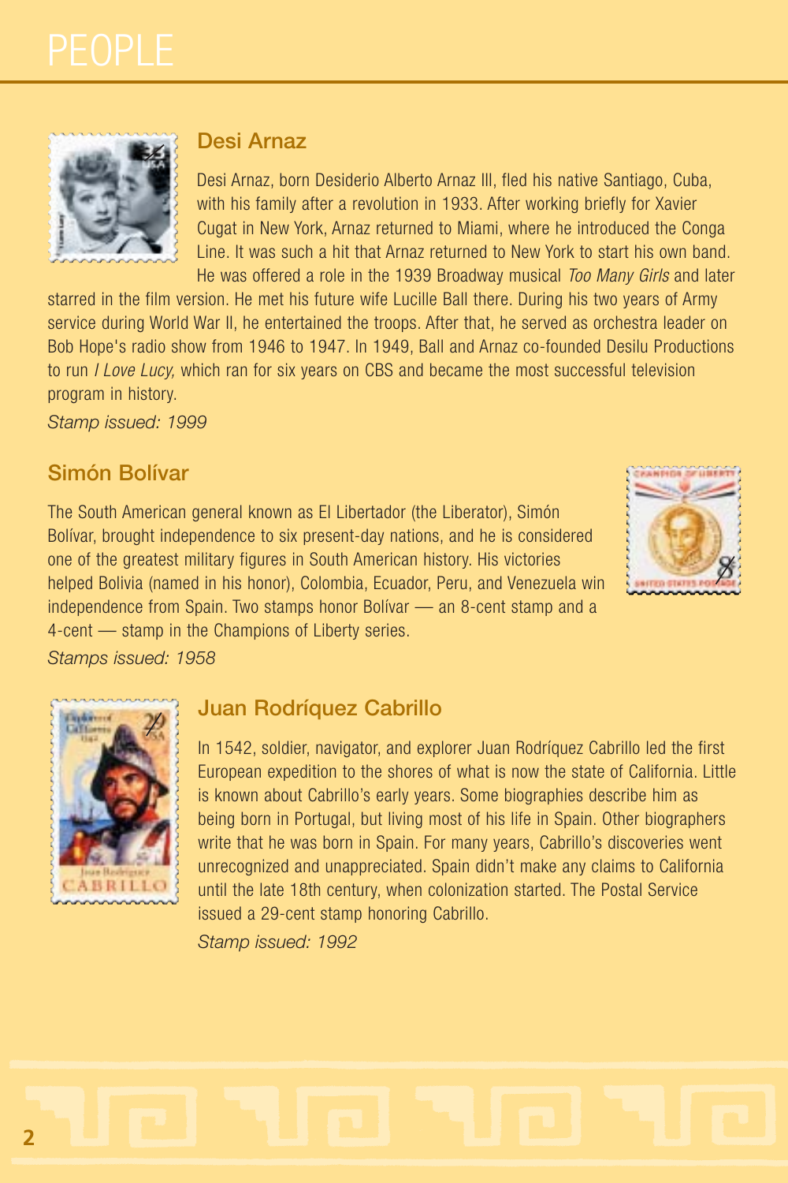# PEOPLE

## Desi Arnaz

Desi Arnaz, born Desiderio Alberto Arnaz III, fled his native Santiago, Cuba, with his family after a revolution in 1933. After working briefly for Xavier Cugat in New York, Arnaz returned to Miami, where he introduced the Conga Line. It was such a hit that Arnaz returned to New York to start his own band. He was offered a role in the 1939 Broadway musical *Too Many Girls* and later starred in the film version. He met his future wife Lucille Ball there. During his two years of Army service during World War II, he entertained the troops. After that, he served as orchestra leader on Bob Hope's radio show from 1946 to 1947. In 1949, Ball and Arnaz co-founded Desilu Productions to run *I Love Lucy,* which ran for six years on CBS and became the most successful television program in history.

*Stamp issued: 1999*

## Simón Bolívar

The South American general known as El Libertador (the Liberator), Simón Bolívar, brought independence to six present-day nations, and he is considered one of the greatest military figures in South American history. His victories helped Bolivia (named in his honor), Colombia, Ecuador, Peru, and Venezuela win independence from Spain. Two stamps honor Bolívar — an 8-cent stamp and a 4-cent — stamp in the Champions of Liberty series.

*Stamps issued: 1958*

## Juan Rodríquez Cabrillo

In 1542, soldier, navigator, and explorer Juan Rodríquez Cabrillo led the first European expedition to the shores of what is now the state of California. Little is known about Cabrillo's early years. Some biographies describe him as being born in Portugal, but living most of his life in Spain. Other biographers write that he was born in Spain. For many years, Cabrillo's discoveries went unrecognized and unappreciated. Spain didn't make any claims to California until the late 18th century, when colonization started. The Postal Service issued a 29-cent stamp honoring Cabrillo.

*Stamp issued: 1992*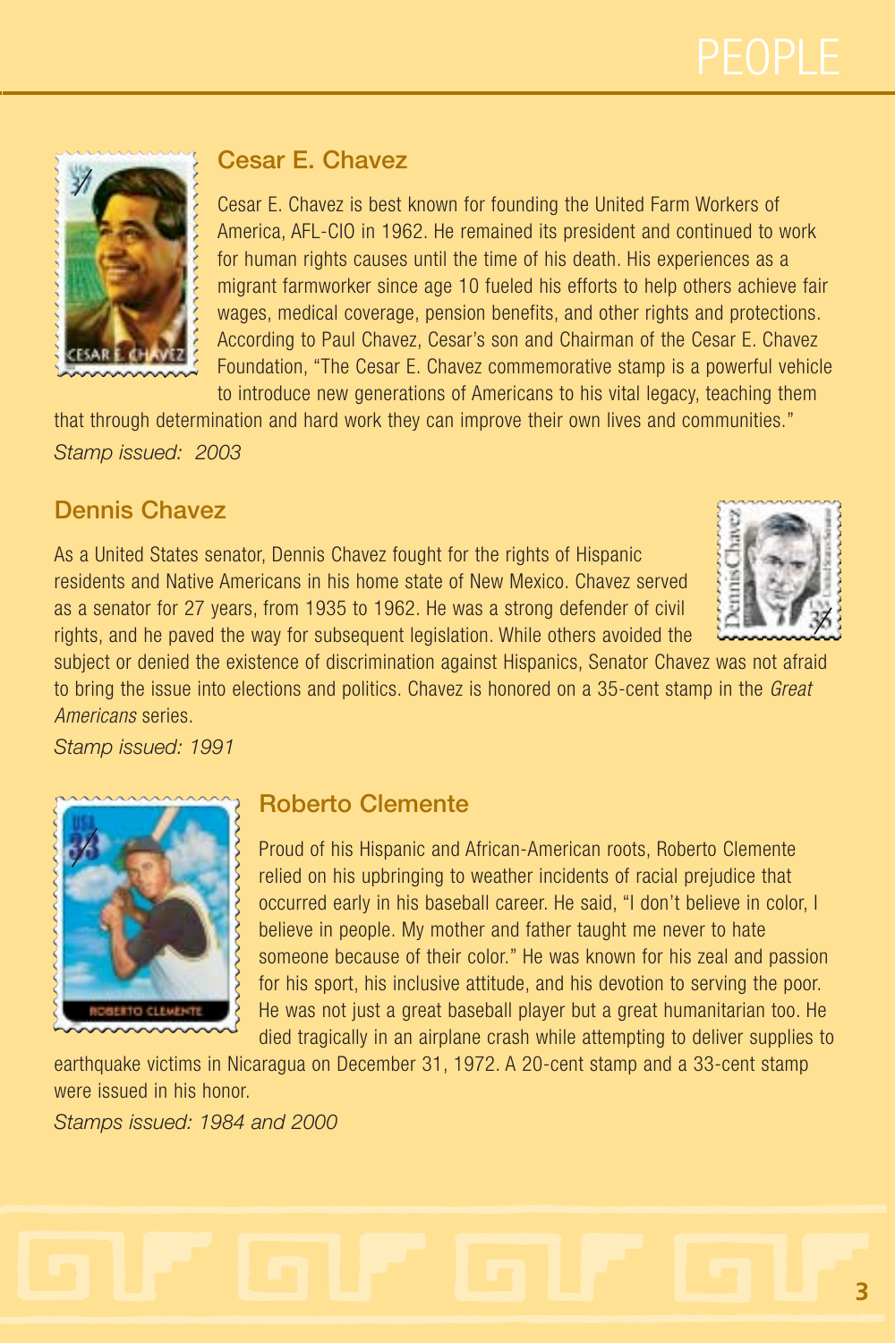## Cesar E. Chavez

Cesar E. Chavez is best known for founding the United Farm Workers of America, AFL-CIO in 1962. He remained its president and continued to work for human rights causes until the time of his death. His experiences as a migrant farmworker since age 10 fueled his efforts to help others achieve fair wages, medical coverage, pension benefits, and other rights and protections. According to Paul Chavez, Cesar's son and Chairman of the Cesar E. Chavez Foundation, "The Cesar E. Chavez commemorative stamp is a powerful vehicle to introduce new generations of Americans to his vital legacy, teaching them that through determination and hard work they can improve their own lives and communities."

*Stamp issued: 2003*

## Dennis Chavez

As a United States senator, Dennis Chavez fought for the rights of Hispanic residents and Native Americans in his home state of New Mexico. Chavez served as a senator for 27 years, from 1935 to 1962. He was a strong defender of civil rights, and he paved the way for subsequent legislation. While others avoided the subject or denied the existence of discrimination against Hispanics, Senator Chavez was not afraid to bring the issue into elections and politics. Chavez is honored on a 35-cent stamp in the *Great Americans* series.

*Stamp issued: 1991*

## Roberto Clemente

Proud of his Hispanic and African-American roots, Roberto Clemente relied on his upbringing to weather incidents of racial prejudice that occurred early in his baseball career. He said, "I don't believe in color, I believe in people. My mother and father taught me never to hate someone because of their color." He was known for his zeal and passion for his sport, his inclusive attitude, and his devotion to serving the poor. He was not just a great baseball player but a great humanitarian too. He died tragically in an airplane crash while attempting to deliver supplies to earthquake victims in Nicaragua on December 31, 1972. A 20-cent stamp and a 33-cent stamp were issued in his honor.

*Stamps issued: 1984 and 2000*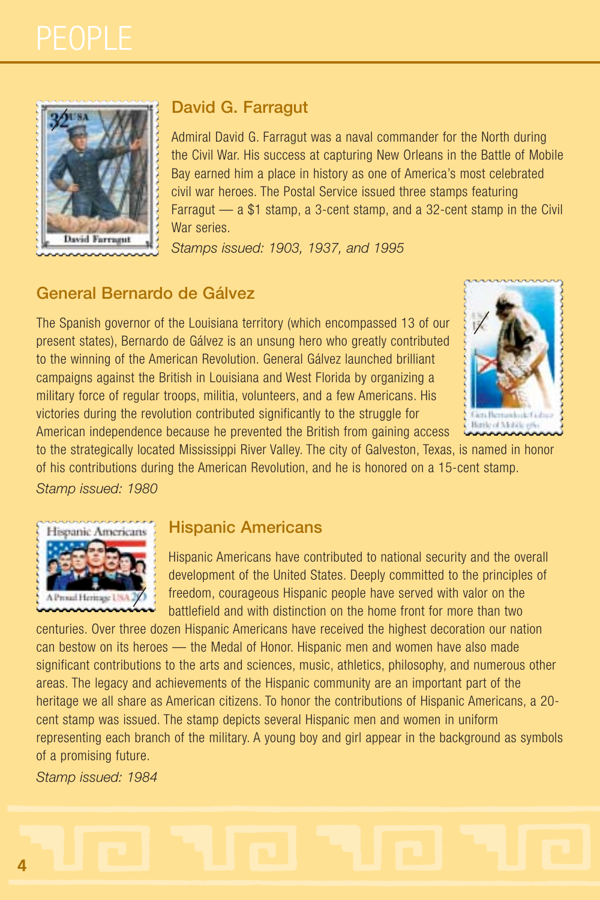# PEOPLE

## David G. Farragut

Admiral David G. Farragut was a naval commander for the North during the Civil War. His success at capturing New Orleans in the Battle of Mobile Bay earned him a place in history as one of America's most celebrated civil war heroes. The Postal Service issued three stamps featuring Farragut — a $1 stamp, a 3-cent stamp, and a 32-cent stamp in the Civil War series.

*Stamps issued: 1903, 1937, and 1995*

## General Bernardo de Gálvez

The Spanish governor of the Louisiana territory (which encompassed 13 of our present states), Bernardo de Gálvez is an unsung hero who greatly contributed to the winning of the American Revolution. General Gálvez launched brilliant campaigns against the British in Louisiana and West Florida by organizing a military force of regular troops, militia, volunteers, and a few Americans. His victories during the revolution contributed significantly to the struggle for American independence because he prevented the British from gaining access to the strategically located Mississippi River Valley. The city of Galveston, Texas, is named in honor of his contributions during the American Revolution, and he is honored on a 15-cent stamp.

*Stamp issued: 1980*

## Hispanic Americans

Hispanic Americans have contributed to national security and the overall development of the United States. Deeply committed to the principles of freedom, courageous Hispanic people have served with valor on the battlefield and with distinction on the home front for more than two centuries. Over three dozen Hispanic Americans have received the highest decoration our nation can bestow on its heroes — the Medal of Honor. Hispanic men and women have also made significant contributions to the arts and sciences, music, athletics, philosophy, and numerous other areas. The legacy and achievements of the Hispanic community are an important part of the heritage we all share as American citizens. To honor the contributions of Hispanic Americans, a 20-cent stamp was issued. The stamp depicts several Hispanic men and women in uniform representing each branch of the military. A young boy and girl appear in the background as symbols of a promising future.

*Stamp issued: 1984*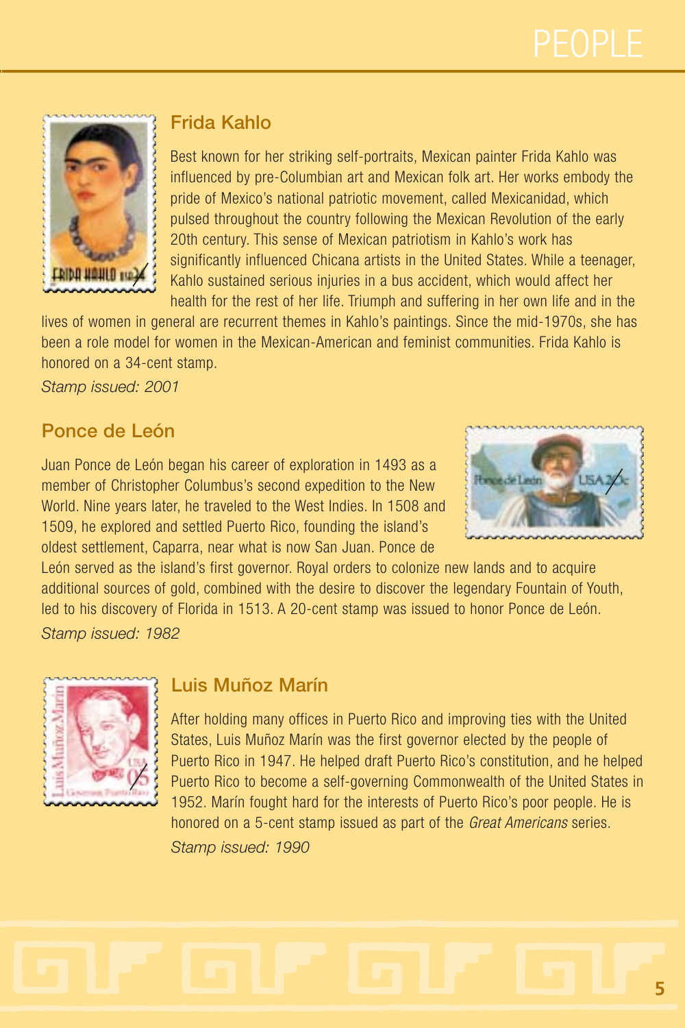## Frida Kahlo

Best known for her striking self-portraits, Mexican painter Frida Kahlo was influenced by pre-Columbian art and Mexican folk art. Her works embody the pride of Mexico's national patriotic movement, called Mexicanidad, which pulsed throughout the country following the Mexican Revolution of the early 20th century. This sense of Mexican patriotism in Kahlo's work has significantly influenced Chicana artists in the United States. While a teenager, Kahlo sustained serious injuries in a bus accident, which would affect her health for the rest of her life. Triumph and suffering in her own life and in the lives of women in general are recurrent themes in Kahlo's paintings. Since the mid-1970s, she has been a role model for women in the Mexican-American and feminist communities. Frida Kahlo is honored on a 34-cent stamp.

*Stamp issued: 2001*

## Ponce de León

Juan Ponce de León began his career of exploration in 1493 as a member of Christopher Columbus's second expedition to the New World. Nine years later, he traveled to the West Indies. In 1508 and 1509, he explored and settled Puerto Rico, founding the island's oldest settlement, Caparra, near what is now San Juan. Ponce de León served as the island's first governor. Royal orders to colonize new lands and to acquire additional sources of gold, combined with the desire to discover the legendary Fountain of Youth, led to his discovery of Florida in 1513. A 20-cent stamp was issued to honor Ponce de León.

*Stamp issued: 1982*

## Luis Muñoz Marín

After holding many offices in Puerto Rico and improving ties with the United States, Luis Muñoz Marín was the first governor elected by the people of Puerto Rico in 1947. He helped draft Puerto Rico's constitution, and he helped Puerto Rico to become a self-governing Commonwealth of the United States in 1952. Marín fought hard for the interests of Puerto Rico's poor people. He is honored on a 5-cent stamp issued as part of the *Great Americans* series.

*Stamp issued: 1990*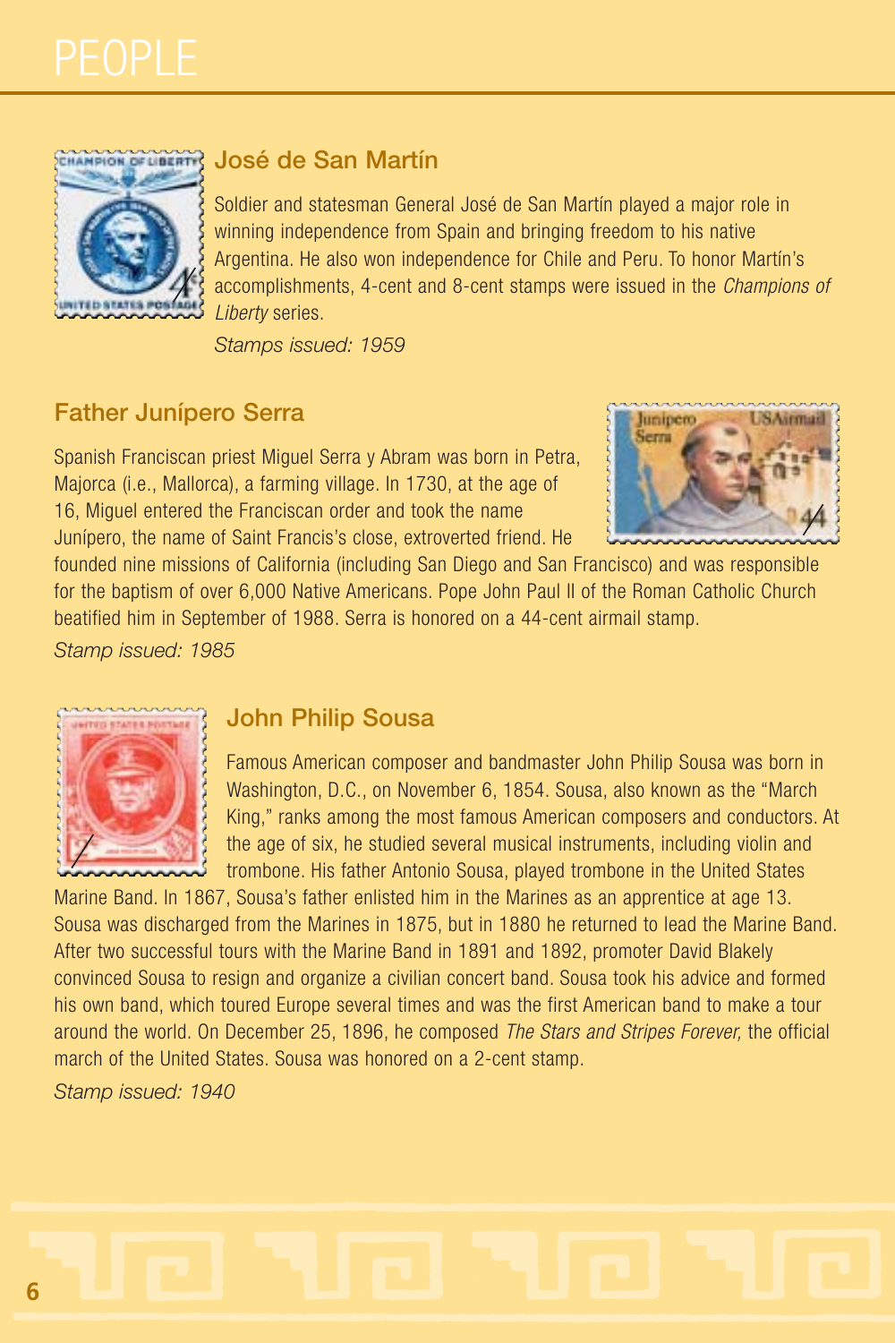# PEOPLE

## José de San Martín

Soldier and statesman General José de San Martín played a major role in winning independence from Spain and bringing freedom to his native Argentina. He also won independence for Chile and Peru. To honor Martín's accomplishments, 4-cent and 8-cent stamps were issued in the *Champions of Liberty* series.

*Stamps issued: 1959*

## Father Junípero Serra

Spanish Franciscan priest Miguel Serra y Abram was born in Petra, Majorca (i.e., Mallorca), a farming village. In 1730, at the age of 16, Miguel entered the Franciscan order and took the name Junípero, the name of Saint Francis's close, extroverted friend. He founded nine missions of California (including San Diego and San Francisco) and was responsible for the baptism of over 6,000 Native Americans. Pope John Paul II of the Roman Catholic Church beatified him in September of 1988. Serra is honored on a 44-cent airmail stamp.

*Stamp issued: 1985*

## John Philip Sousa

Famous American composer and bandmaster John Philip Sousa was born in Washington, D.C., on November 6, 1854. Sousa, also known as the "March King," ranks among the most famous American composers and conductors. At the age of six, he studied several musical instruments, including violin and trombone. His father Antonio Sousa, played trombone in the United States Marine Band. In 1867, Sousa's father enlisted him in the Marines as an apprentice at age 13. Sousa was discharged from the Marines in 1875, but in 1880 he returned to lead the Marine Band. After two successful tours with the Marine Band in 1891 and 1892, promoter David Blakely convinced Sousa to resign and organize a civilian concert band. Sousa took his advice and formed his own band, which toured Europe several times and was the first American band to make a tour around the world. On December 25, 1896, he composed *The Stars and Stripes Forever,* the official march of the United States. Sousa was honored on a 2-cent stamp.

*Stamp issued: 1940*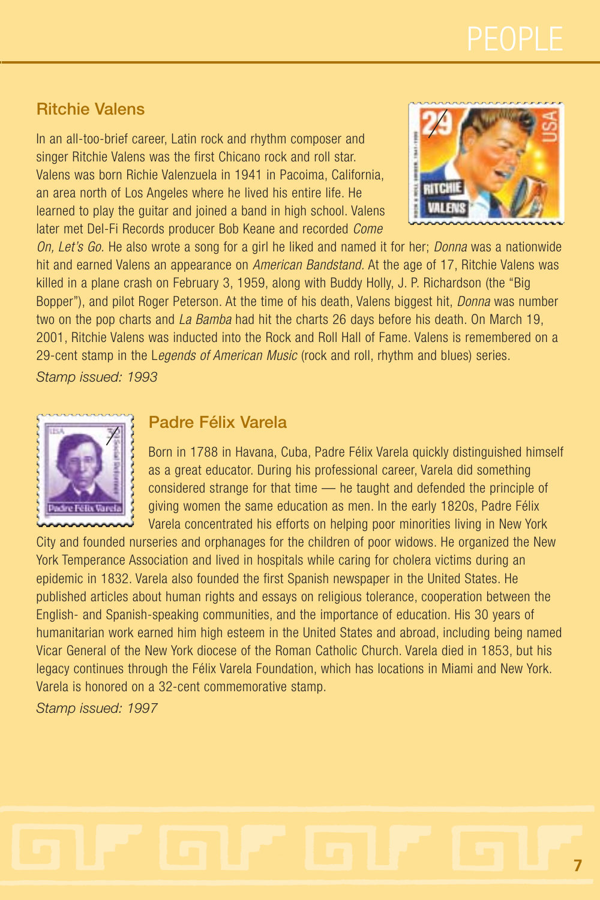## Ritchie Valens

In an all-too-brief career, Latin rock and rhythm composer and singer Ritchie Valens was the first Chicano rock and roll star. Valens was born Richie Valenzuela in 1941 in Pacoima, California, an area north of Los Angeles where he lived his entire life. He learned to play the guitar and joined a band in high school. Valens later met Del-Fi Records producer Bob Keane and recorded *Come On, Let's Go.* He also wrote a song for a girl he liked and named it for her; *Donna* was a nationwide hit and earned Valens an appearance on *American Bandstand.* At the age of 17, Ritchie Valens was killed in a plane crash on February 3, 1959, along with Buddy Holly, J. P. Richardson (the "Big Bopper"), and pilot Roger Peterson. At the time of his death, Valens biggest hit, *Donna* was number two on the pop charts and *La Bamba* had hit the charts 26 days before his death. On March 19, 2001, Ritchie Valens was inducted into the Rock and Roll Hall of Fame. Valens is remembered on a 29-cent stamp in the L*egends of American Music* (rock and roll, rhythm and blues) series.

*Stamp issued: 1993*

## Padre Félix Varela

Born in 1788 in Havana, Cuba, Padre Félix Varela quickly distinguished himself as a great educator. During his professional career, Varela did something considered strange for that time — he taught and defended the principle of giving women the same education as men. In the early 1820s, Padre Félix Varela concentrated his efforts on helping poor minorities living in New York City and founded nurseries and orphanages for the children of poor widows. He organized the New York Temperance Association and lived in hospitals while caring for cholera victims during an epidemic in 1832. Varela also founded the first Spanish newspaper in the United States. He published articles about human rights and essays on religious tolerance, cooperation between the English- and Spanish-speaking communities, and the importance of education. His 30 years of humanitarian work earned him high esteem in the United States and abroad, including being named Vicar General of the New York diocese of the Roman Catholic Church. Varela died in 1853, but his legacy continues through the Félix Varela Foundation, which has locations in Miami and New York. Varela is honored on a 32-cent commemorative stamp.

*Stamp issued: 1997*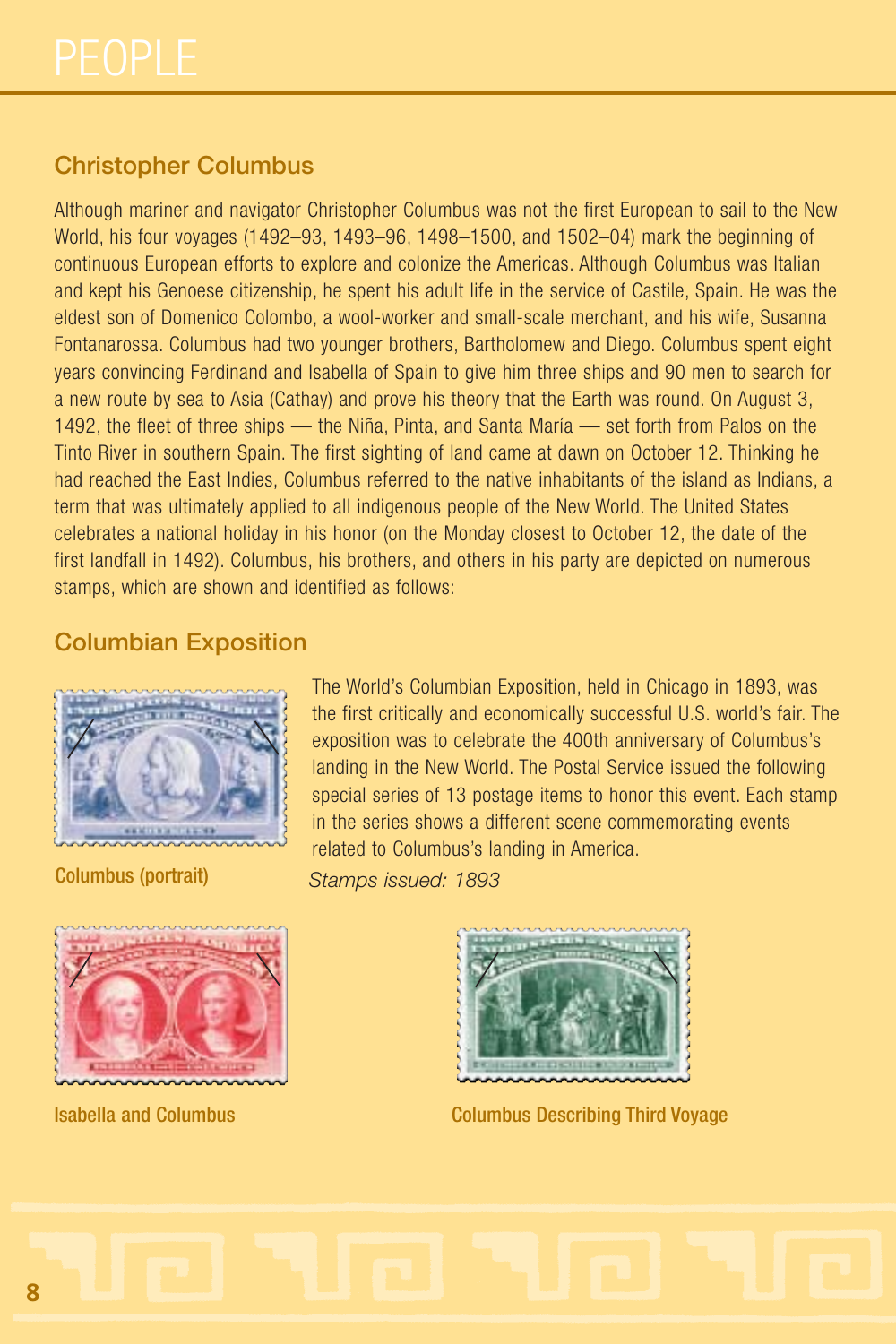# PEOPLE

## Christopher Columbus

Although mariner and navigator Christopher Columbus was not the first European to sail to the New World, his four voyages (1492–93, 1493–96, 1498–1500, and 1502–04) mark the beginning of continuous European efforts to explore and colonize the Americas. Although Columbus was Italian and kept his Genoese citizenship, he spent his adult life in the service of Castile, Spain. He was the eldest son of Domenico Colombo, a wool-worker and small-scale merchant, and his wife, Susanna Fontanarossa. Columbus had two younger brothers, Bartholomew and Diego. Columbus spent eight years convincing Ferdinand and Isabella of Spain to give him three ships and 90 men to search for a new route by sea to Asia (Cathay) and prove his theory that the Earth was round. On August 3, 1492, the fleet of three ships — the Niña, Pinta, and Santa María — set forth from Palos on the Tinto River in southern Spain. The first sighting of land came at dawn on October 12. Thinking he had reached the East Indies, Columbus referred to the native inhabitants of the island as Indians, a term that was ultimately applied to all indigenous people of the New World. The United States celebrates a national holiday in his honor (on the Monday closest to October 12, the date of the first landfall in 1492). Columbus, his brothers, and others in his party are depicted on numerous stamps, which are shown and identified as follows:

## Columbian Exposition

The World's Columbian Exposition, held in Chicago in 1893, was the first critically and economically successful U.S. world's fair. The exposition was to celebrate the 400th anniversary of Columbus's landing in the New World. The Postal Service issued the following special series of 13 postage items to honor this event. Each stamp in the series shows a different scene commemorating events related to Columbus's landing in America.

*Stamps issued: 1893*

Columbus (portrait)

Isabella and Columbus

Columbus Describing Third Voyage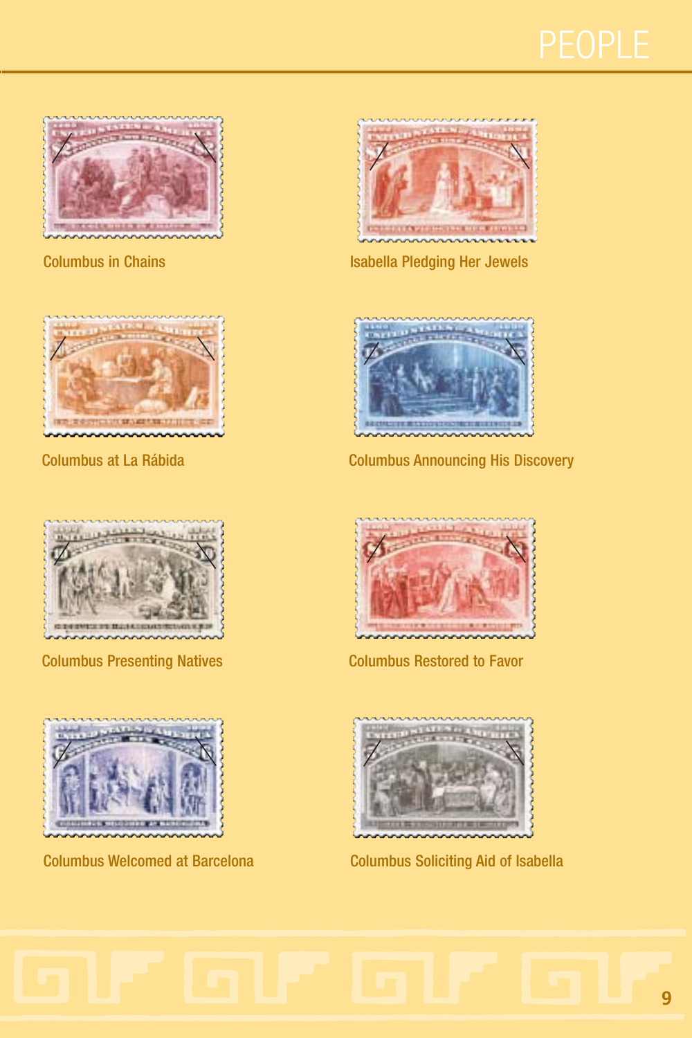# PEOPLE

Columbus in Chains

Isabella Pledging Her Jewels

Columbus at La Rábida

Columbus Announcing His Discovery

Columbus Presenting Natives

Columbus Restored to Favor

Columbus Welcomed at Barcelona

Columbus Soliciting Aid of Isabella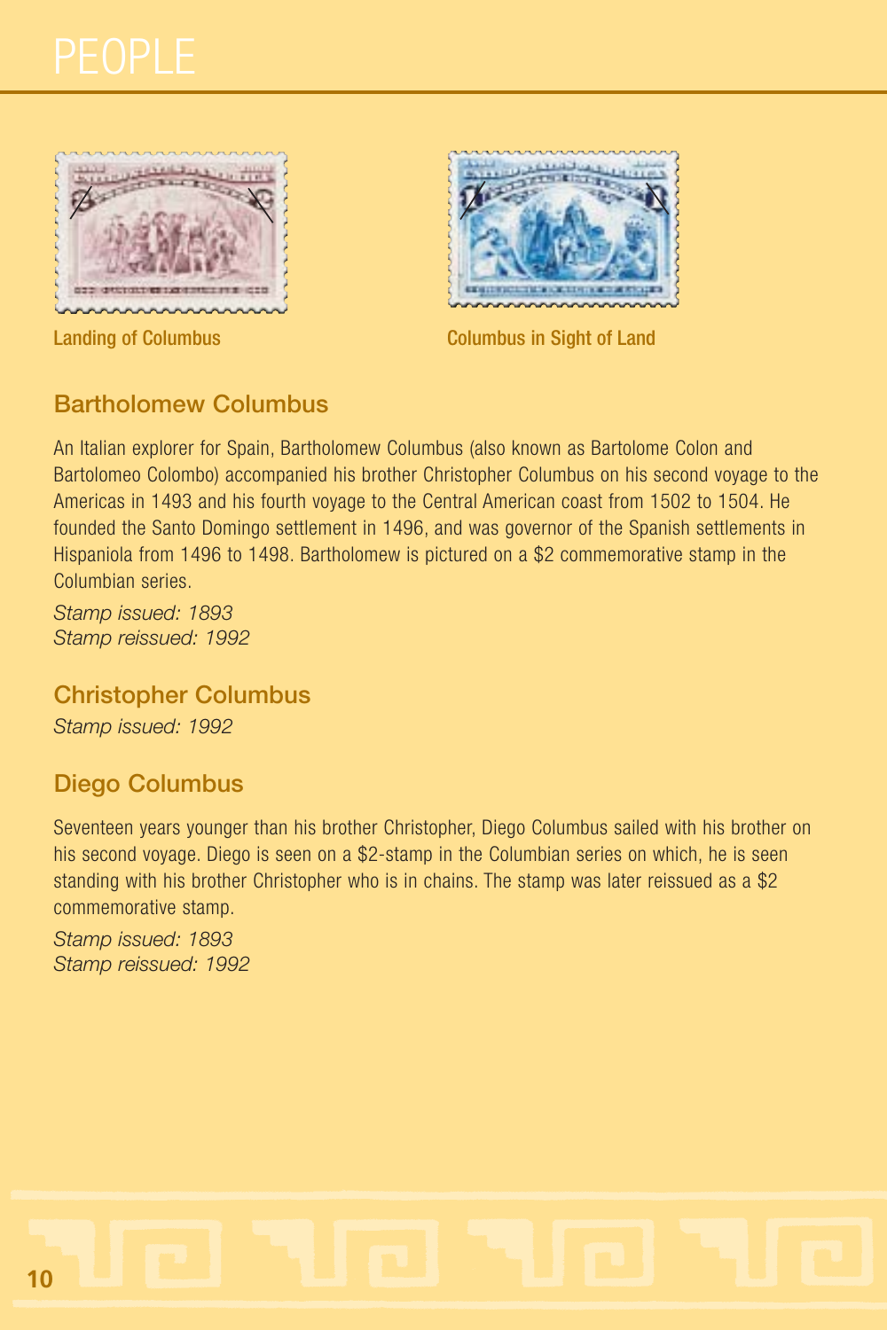# PEOPLE

Landing of Columbus

Columbus in Sight of Land

## Bartholomew Columbus

An Italian explorer for Spain, Bartholomew Columbus (also known as Bartolome Colon and Bartolomeo Colombo) accompanied his brother Christopher Columbus on his second voyage to the Americas in 1493 and his fourth voyage to the Central American coast from 1502 to 1504. He founded the Santo Domingo settlement in 1496, and was governor of the Spanish settlements in Hispaniola from 1496 to 1498. Bartholomew is pictured on a $2 commemorative stamp in the Columbian series.

*Stamp issued: 1893*
*Stamp reissued: 1992*

## Christopher Columbus

*Stamp issued: 1992*

## Diego Columbus

Seventeen years younger than his brother Christopher, Diego Columbus sailed with his brother on his second voyage. Diego is seen on a $2-stamp in the Columbian series on which, he is seen standing with his brother Christopher who is in chains. The stamp was later reissued as a $2 commemorative stamp.

*Stamp issued: 1893*
*Stamp reissued: 1992*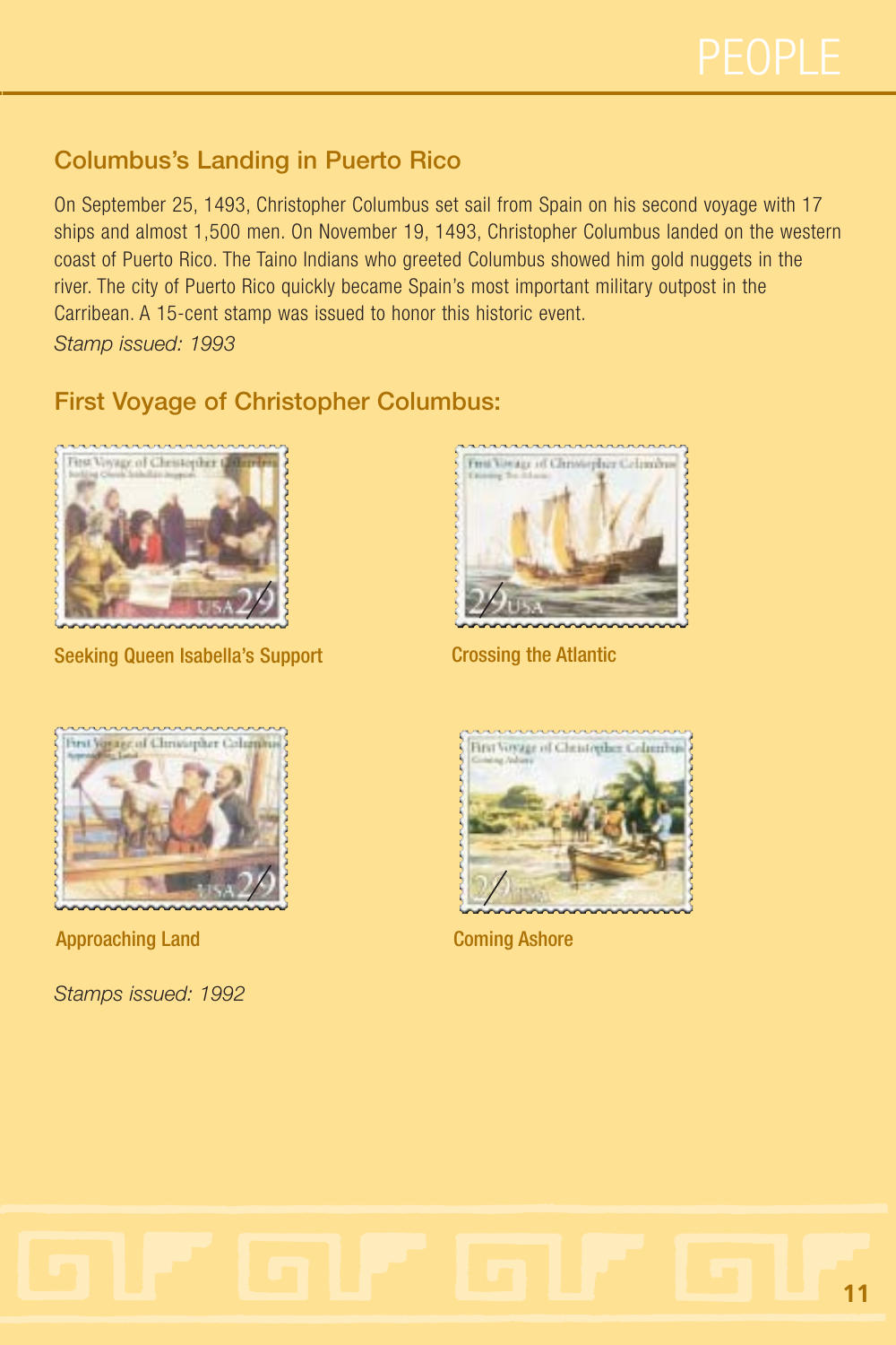## Columbus's Landing in Puerto Rico

On September 25, 1493, Christopher Columbus set sail from Spain on his second voyage with 17 ships and almost 1,500 men. On November 19, 1493, Christopher Columbus landed on the western coast of Puerto Rico. The Taino Indians who greeted Columbus showed him gold nuggets in the river. The city of Puerto Rico quickly became Spain's most important military outpost in the Carribean. A 15-cent stamp was issued to honor this historic event.

*Stamp issued: 1993*

## First Voyage of Christopher Columbus:

Seeking Queen Isabella's Support

Crossing the Atlantic

Approaching Land

Coming Ashore

*Stamps issued: 1992*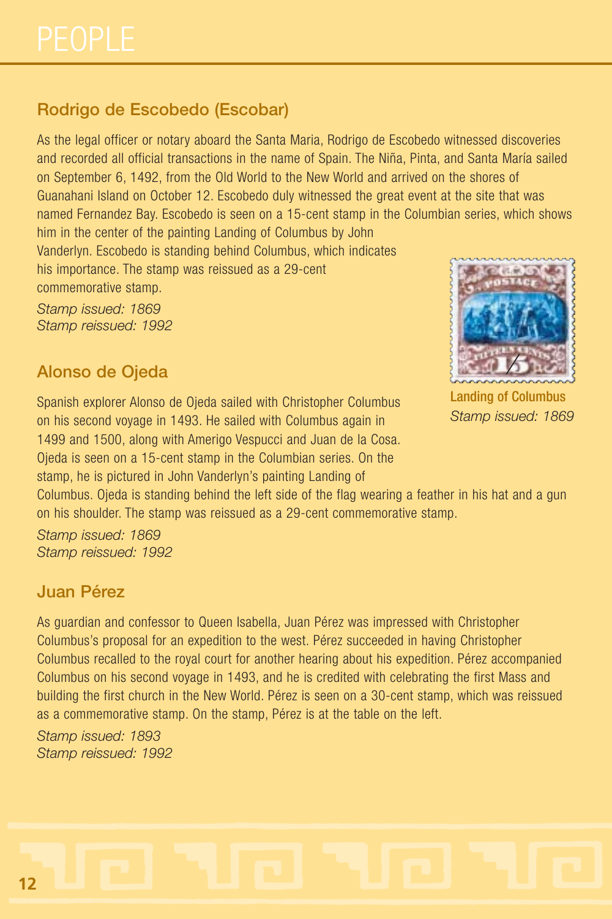# PEOPLE

## Rodrigo de Escobedo (Escobar)

As the legal officer or notary aboard the Santa Maria, Rodrigo de Escobedo witnessed discoveries and recorded all official transactions in the name of Spain. The Niña, Pinta, and Santa María sailed on September 6, 1492, from the Old World to the New World and arrived on the shores of Guanahani Island on October 12. Escobedo duly witnessed the great event at the site that was named Fernandez Bay. Escobedo is seen on a 15-cent stamp in the Columbian series, which shows him in the center of the painting Landing of Columbus by John Vanderlyn. Escobedo is standing behind Columbus, which indicates his importance. The stamp was reissued as a 29-cent commemorative stamp.

*Stamp issued: 1869*
*Stamp reissued: 1992*

**Landing of Columbus**
*Stamp issued: 1869*

## Alonso de Ojeda

Spanish explorer Alonso de Ojeda sailed with Christopher Columbus on his second voyage in 1493. He sailed with Columbus again in 1499 and 1500, along with Amerigo Vespucci and Juan de la Cosa. Ojeda is seen on a 15-cent stamp in the Columbian series. On the stamp, he is pictured in John Vanderlyn's painting Landing of Columbus. Ojeda is standing behind the left side of the flag wearing a feather in his hat and a gun on his shoulder. The stamp was reissued as a 29-cent commemorative stamp.

*Stamp issued: 1869*
*Stamp reissued: 1992*

## Juan Pérez

As guardian and confessor to Queen Isabella, Juan Pérez was impressed with Christopher Columbus's proposal for an expedition to the west. Pérez succeeded in having Christopher Columbus recalled to the royal court for another hearing about his expedition. Pérez accompanied Columbus on his second voyage in 1493, and he is credited with celebrating the first Mass and building the first church in the New World. Pérez is seen on a 30-cent stamp, which was reissued as a commemorative stamp. On the stamp, Pérez is at the table on the left.

*Stamp issued: 1893*
*Stamp reissued: 1992*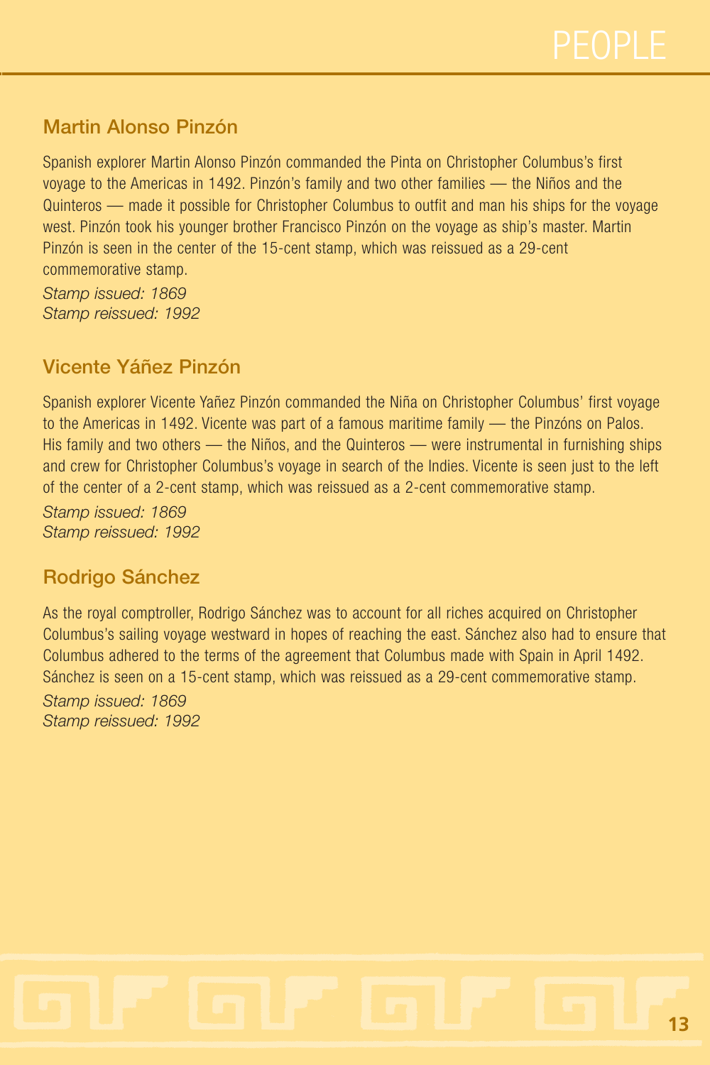## Martin Alonso Pinzón

Spanish explorer Martin Alonso Pinzón commanded the Pinta on Christopher Columbus's first voyage to the Americas in 1492. Pinzón's family and two other families — the Niños and the Quinteros — made it possible for Christopher Columbus to outfit and man his ships for the voyage west. Pinzón took his younger brother Francisco Pinzón on the voyage as ship's master. Martin Pinzón is seen in the center of the 15-cent stamp, which was reissued as a 29-cent commemorative stamp.

*Stamp issued: 1869*
*Stamp reissued: 1992*

## Vicente Yáñez Pinzón

Spanish explorer Vicente Yañez Pinzón commanded the Niña on Christopher Columbus' first voyage to the Americas in 1492. Vicente was part of a famous maritime family — the Pinzóns on Palos. His family and two others — the Niños, and the Quinteros — were instrumental in furnishing ships and crew for Christopher Columbus's voyage in search of the Indies. Vicente is seen just to the left of the center of a 2-cent stamp, which was reissued as a 2-cent commemorative stamp.

*Stamp issued: 1869*
*Stamp reissued: 1992*

## Rodrigo Sánchez

As the royal comptroller, Rodrigo Sánchez was to account for all riches acquired on Christopher Columbus's sailing voyage westward in hopes of reaching the east. Sánchez also had to ensure that Columbus adhered to the terms of the agreement that Columbus made with Spain in April 1492. Sánchez is seen on a 15-cent stamp, which was reissued as a 29-cent commemorative stamp.

*Stamp issued: 1869*
*Stamp reissued: 1992*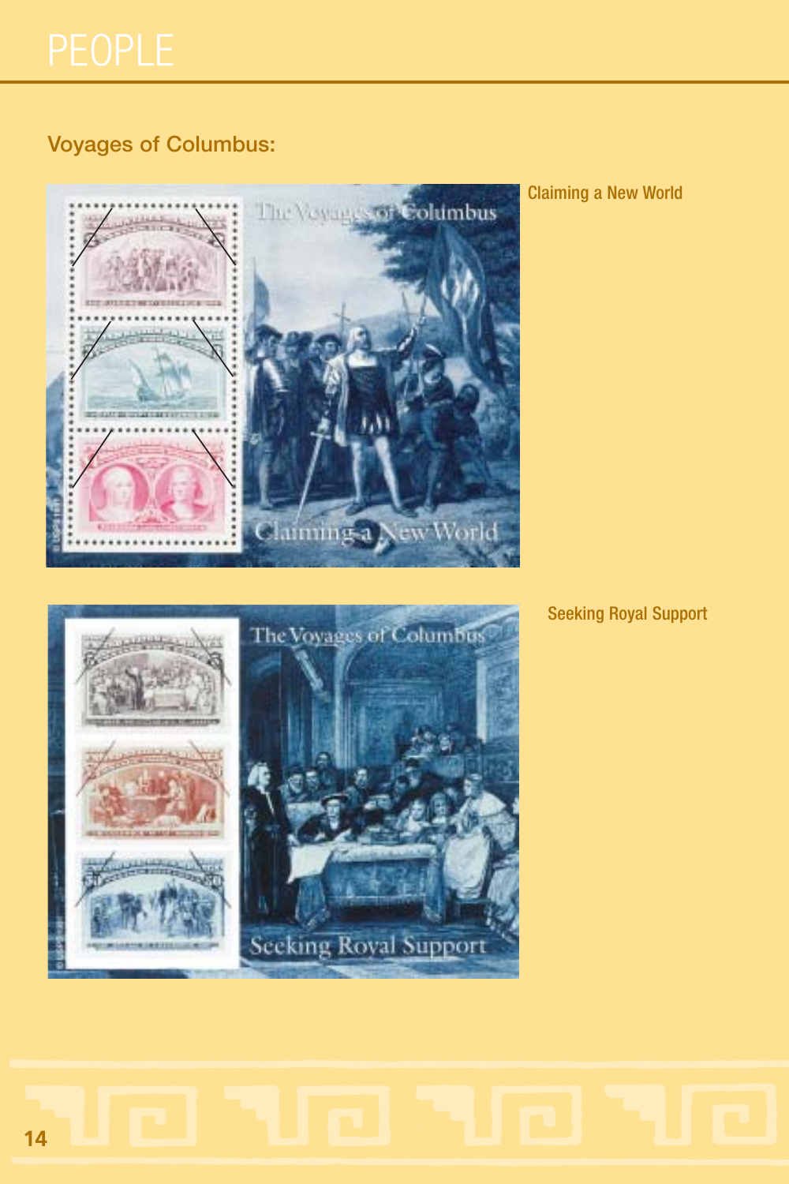## Voyages of Columbus:

Claiming a New World

Seeking Royal Support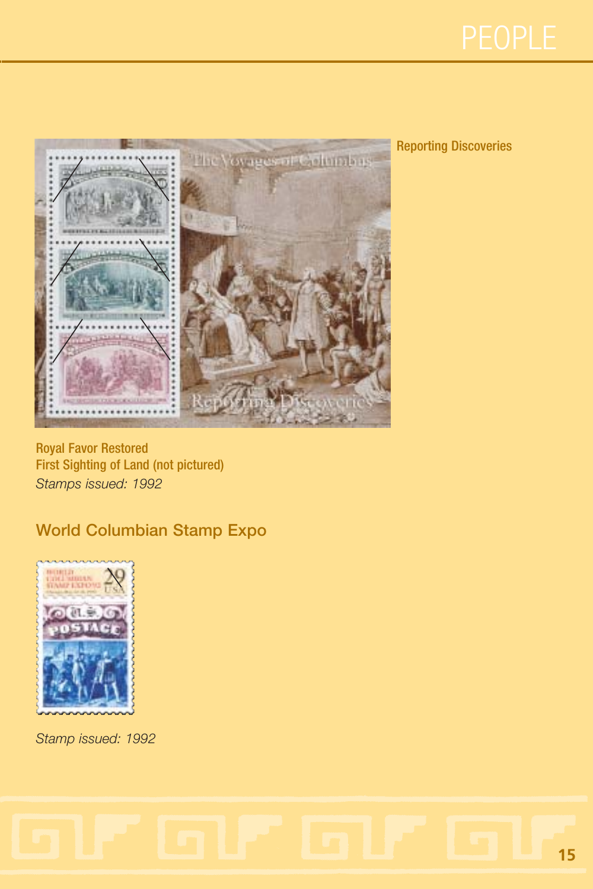Reporting Discoveries

Royal Favor Restored
First Sighting of Land (not pictured)
*Stamps issued: 1992*

## World Columbian Stamp Expo

*Stamp issued: 1992*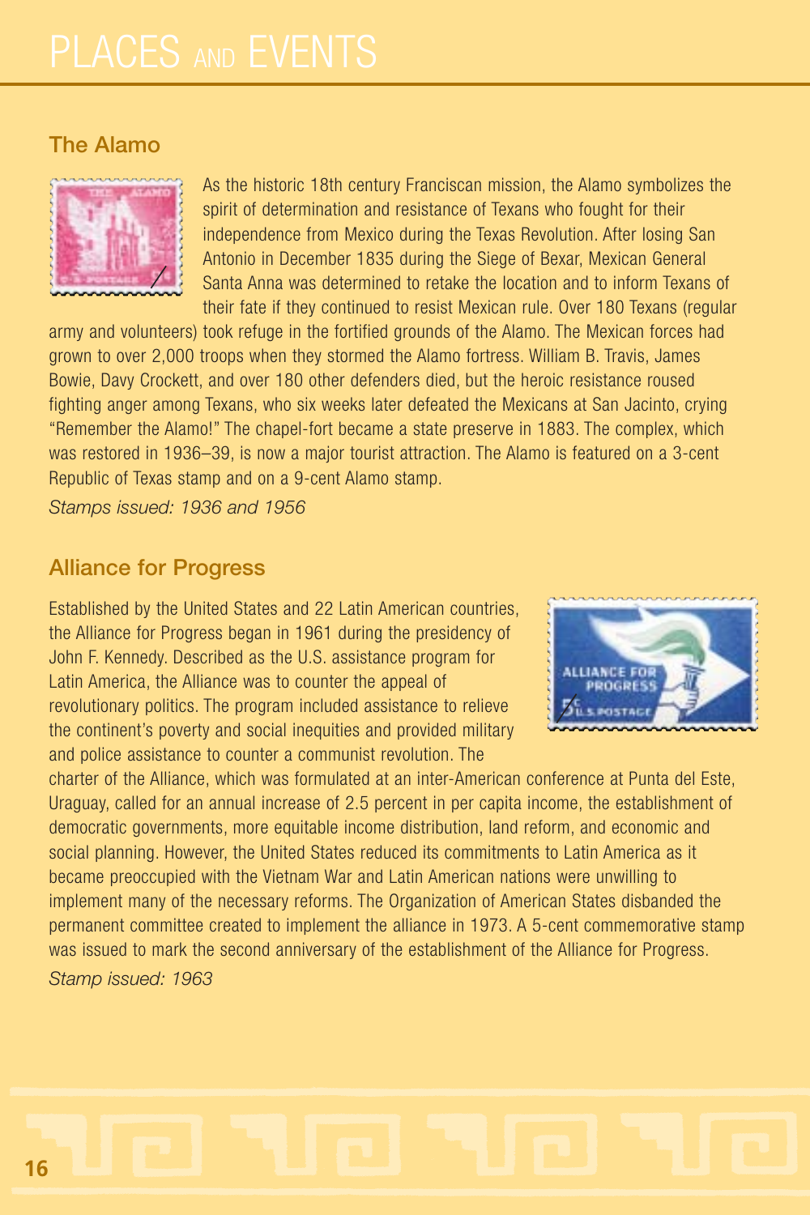# PLACES AND EVENTS

## The Alamo

As the historic 18th century Franciscan mission, the Alamo symbolizes the spirit of determination and resistance of Texans who fought for their independence from Mexico during the Texas Revolution. After losing San Antonio in December 1835 during the Siege of Bexar, Mexican General Santa Anna was determined to retake the location and to inform Texans of their fate if they continued to resist Mexican rule. Over 180 Texans (regular army and volunteers) took refuge in the fortified grounds of the Alamo. The Mexican forces had grown to over 2,000 troops when they stormed the Alamo fortress. William B. Travis, James Bowie, Davy Crockett, and over 180 other defenders died, but the heroic resistance roused fighting anger among Texans, who six weeks later defeated the Mexicans at San Jacinto, crying "Remember the Alamo!" The chapel-fort became a state preserve in 1883. The complex, which was restored in 1936–39, is now a major tourist attraction. The Alamo is featured on a 3-cent Republic of Texas stamp and on a 9-cent Alamo stamp.

*Stamps issued: 1936 and 1956*

## Alliance for Progress

Established by the United States and 22 Latin American countries, the Alliance for Progress began in 1961 during the presidency of John F. Kennedy. Described as the U.S. assistance program for Latin America, the Alliance was to counter the appeal of revolutionary politics. The program included assistance to relieve the continent's poverty and social inequities and provided military and police assistance to counter a communist revolution. The charter of the Alliance, which was formulated at an inter-American conference at Punta del Este, Uraguay, called for an annual increase of 2.5 percent in per capita income, the establishment of democratic governments, more equitable income distribution, land reform, and economic and social planning. However, the United States reduced its commitments to Latin America as it became preoccupied with the Vietnam War and Latin American nations were unwilling to implement many of the necessary reforms. The Organization of American States disbanded the permanent committee created to implement the alliance in 1973. A 5-cent commemorative stamp was issued to mark the second anniversary of the establishment of the Alliance for Progress.

*Stamp issued: 1963*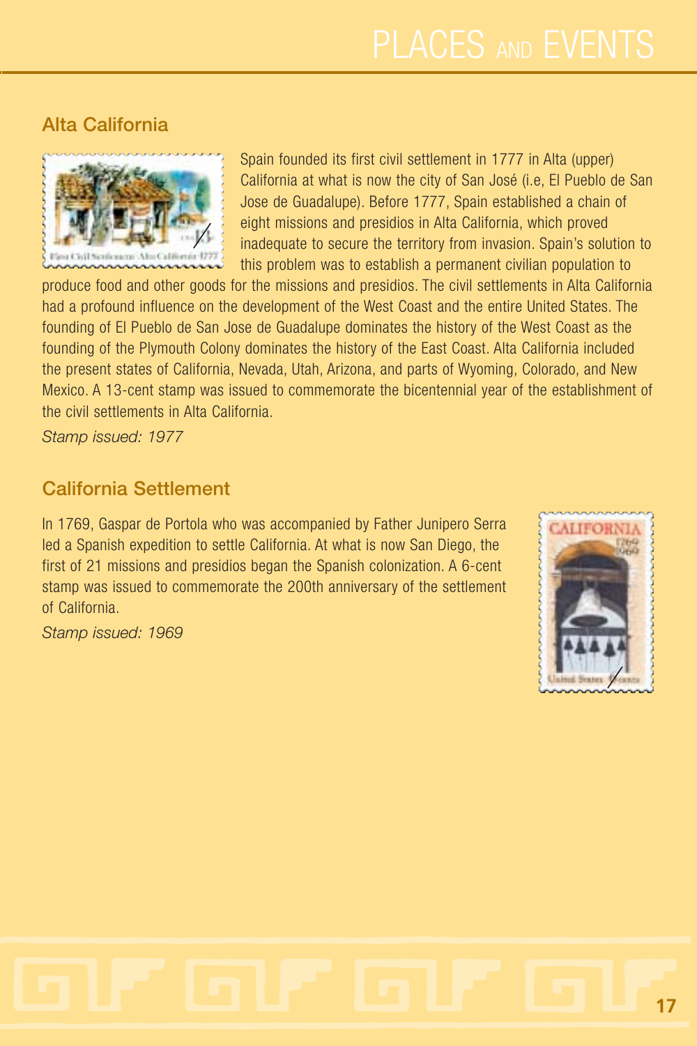## Alta California

Spain founded its first civil settlement in 1777 in Alta (upper) California at what is now the city of San José (i.e, El Pueblo de San Jose de Guadalupe). Before 1777, Spain established a chain of eight missions and presidios in Alta California, which proved inadequate to secure the territory from invasion. Spain's solution to this problem was to establish a permanent civilian population to produce food and other goods for the missions and presidios. The civil settlements in Alta California had a profound influence on the development of the West Coast and the entire United States. The founding of El Pueblo de San Jose de Guadalupe dominates the history of the West Coast as the founding of the Plymouth Colony dominates the history of the East Coast. Alta California included the present states of California, Nevada, Utah, Arizona, and parts of Wyoming, Colorado, and New Mexico. A 13-cent stamp was issued to commemorate the bicentennial year of the establishment of the civil settlements in Alta California.

*Stamp issued: 1977*

## California Settlement

In 1769, Gaspar de Portola who was accompanied by Father Junipero Serra led a Spanish expedition to settle California. At what is now San Diego, the first of 21 missions and presidios began the Spanish colonization. A 6-cent stamp was issued to commemorate the 200th anniversary of the settlement of California.

*Stamp issued: 1969*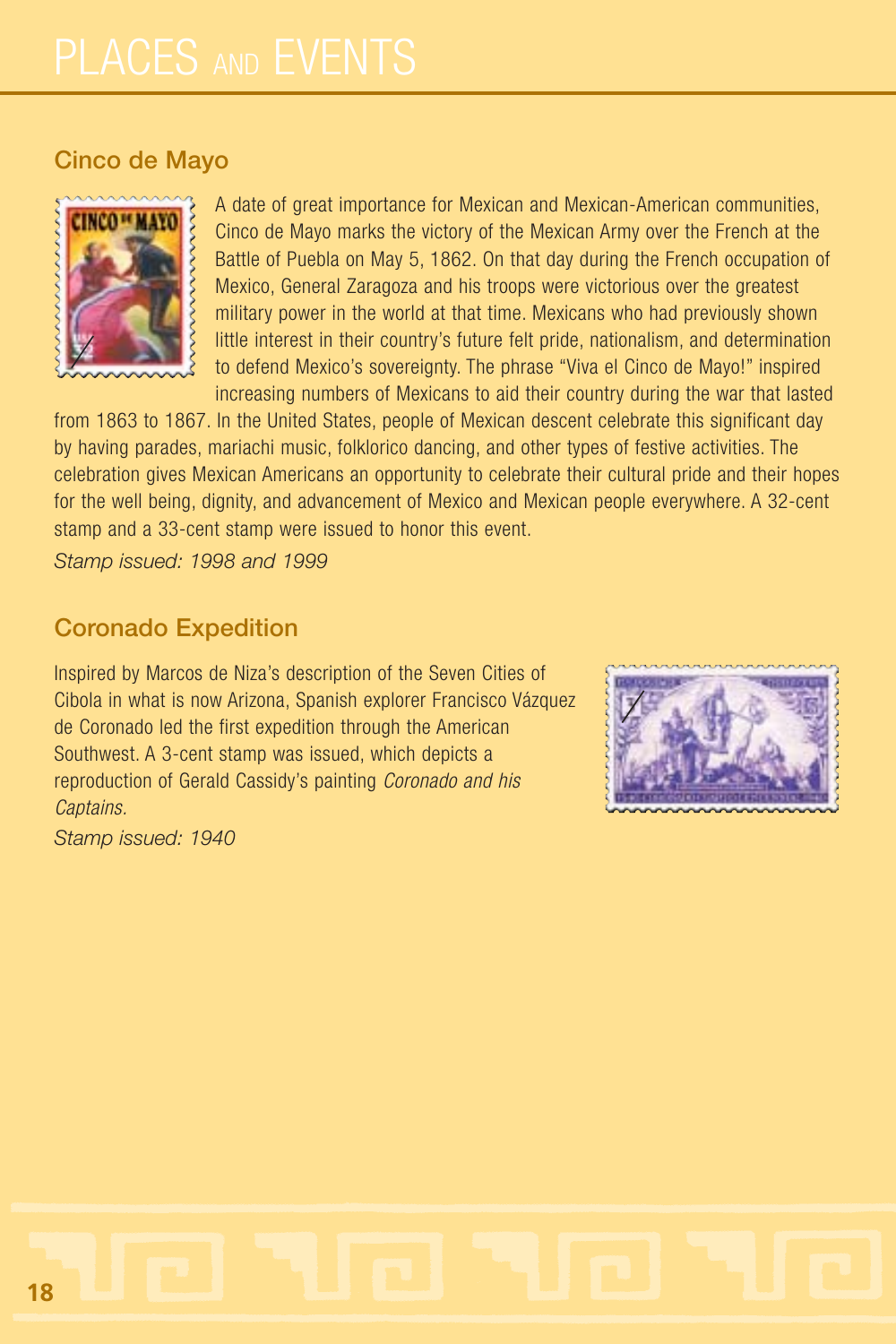# PLACES AND EVENTS

## Cinco de Mayo

A date of great importance for Mexican and Mexican-American communities, Cinco de Mayo marks the victory of the Mexican Army over the French at the Battle of Puebla on May 5, 1862. On that day during the French occupation of Mexico, General Zaragoza and his troops were victorious over the greatest military power in the world at that time. Mexicans who had previously shown little interest in their country's future felt pride, nationalism, and determination to defend Mexico's sovereignty. The phrase "Viva el Cinco de Mayo!" inspired increasing numbers of Mexicans to aid their country during the war that lasted from 1863 to 1867. In the United States, people of Mexican descent celebrate this significant day by having parades, mariachi music, folklorico dancing, and other types of festive activities. The celebration gives Mexican Americans an opportunity to celebrate their cultural pride and their hopes for the well being, dignity, and advancement of Mexico and Mexican people everywhere. A 32-cent stamp and a 33-cent stamp were issued to honor this event.

*Stamp issued: 1998 and 1999*

## Coronado Expedition

Inspired by Marcos de Niza's description of the Seven Cities of Cibola in what is now Arizona, Spanish explorer Francisco Vázquez de Coronado led the first expedition through the American Southwest. A 3-cent stamp was issued, which depicts a reproduction of Gerald Cassidy's painting *Coronado and his Captains.*

*Stamp issued: 1940*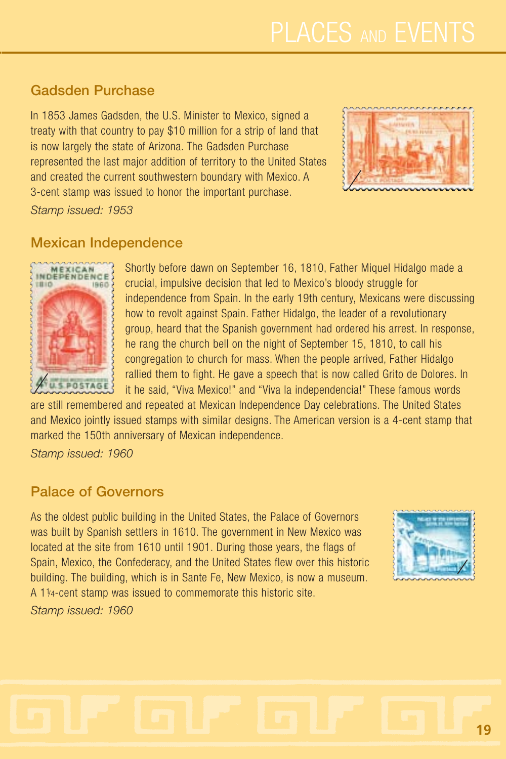# PLACES AND EVENTS

## Gadsden Purchase

In 1853 James Gadsden, the U.S. Minister to Mexico, signed a treaty with that country to pay $10 million for a strip of land that is now largely the state of Arizona. The Gadsden Purchase represented the last major addition of territory to the United States and created the current southwestern boundary with Mexico. A 3-cent stamp was issued to honor the important purchase.

*Stamp issued: 1953*

## Mexican Independence

Shortly before dawn on September 16, 1810, Father Miquel Hidalgo made a crucial, impulsive decision that led to Mexico's bloody struggle for independence from Spain. In the early 19th century, Mexicans were discussing how to revolt against Spain. Father Hidalgo, the leader of a revolutionary group, heard that the Spanish government had ordered his arrest. In response, he rang the church bell on the night of September 15, 1810, to call his congregation to church for mass. When the people arrived, Father Hidalgo rallied them to fight. He gave a speech that is now called Grito de Dolores. In it he said, "Viva Mexico!" and "Viva la independencia!" These famous words are still remembered and repeated at Mexican Independence Day celebrations. The United States and Mexico jointly issued stamps with similar designs. The American version is a 4-cent stamp that marked the 150th anniversary of Mexican independence.

*Stamp issued: 1960*

## Palace of Governors

As the oldest public building in the United States, the Palace of Governors was built by Spanish settlers in 1610. The government in New Mexico was located at the site from 1610 until 1901. During those years, the flags of Spain, Mexico, the Confederacy, and the United States flew over this historic building. The building, which is in Sante Fe, New Mexico, is now a museum. A 1¼-cent stamp was issued to commemorate this historic site.

*Stamp issued: 1960*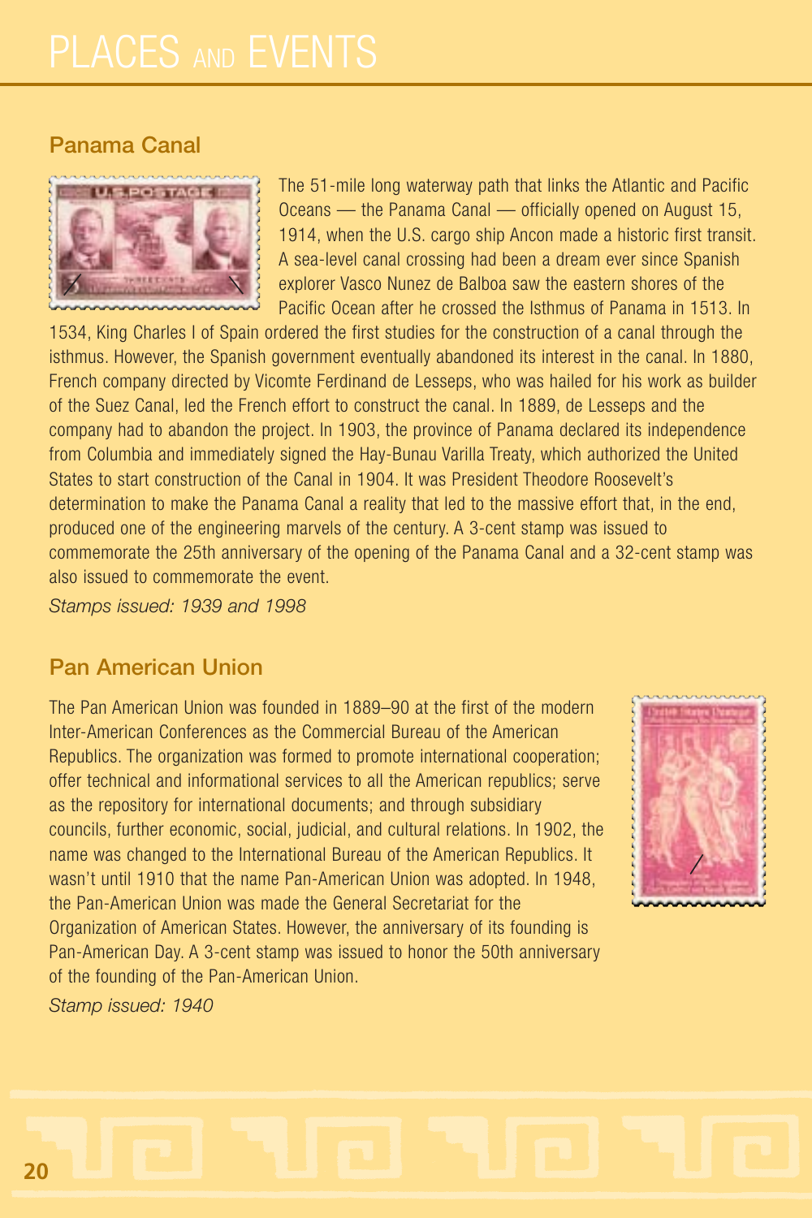# PLACES AND EVENTS

## Panama Canal

The 51-mile long waterway path that links the Atlantic and Pacific Oceans — the Panama Canal — officially opened on August 15, 1914, when the U.S. cargo ship Ancon made a historic first transit. A sea-level canal crossing had been a dream ever since Spanish explorer Vasco Nunez de Balboa saw the eastern shores of the Pacific Ocean after he crossed the Isthmus of Panama in 1513. In 1534, King Charles I of Spain ordered the first studies for the construction of a canal through the isthmus. However, the Spanish government eventually abandoned its interest in the canal. In 1880, French company directed by Vicomte Ferdinand de Lesseps, who was hailed for his work as builder of the Suez Canal, led the French effort to construct the canal. In 1889, de Lesseps and the company had to abandon the project. In 1903, the province of Panama declared its independence from Columbia and immediately signed the Hay-Bunau Varilla Treaty, which authorized the United States to start construction of the Canal in 1904. It was President Theodore Roosevelt's determination to make the Panama Canal a reality that led to the massive effort that, in the end, produced one of the engineering marvels of the century. A 3-cent stamp was issued to commemorate the 25th anniversary of the opening of the Panama Canal and a 32-cent stamp was also issued to commemorate the event.

*Stamps issued: 1939 and 1998*

## Pan American Union

The Pan American Union was founded in 1889–90 at the first of the modern Inter-American Conferences as the Commercial Bureau of the American Republics. The organization was formed to promote international cooperation; offer technical and informational services to all the American republics; serve as the repository for international documents; and through subsidiary councils, further economic, social, judicial, and cultural relations. In 1902, the name was changed to the International Bureau of the American Republics. It wasn't until 1910 that the name Pan-American Union was adopted. In 1948, the Pan-American Union was made the General Secretariat for the Organization of American States. However, the anniversary of its founding is Pan-American Day. A 3-cent stamp was issued to honor the 50th anniversary of the founding of the Pan-American Union.

*Stamp issued: 1940*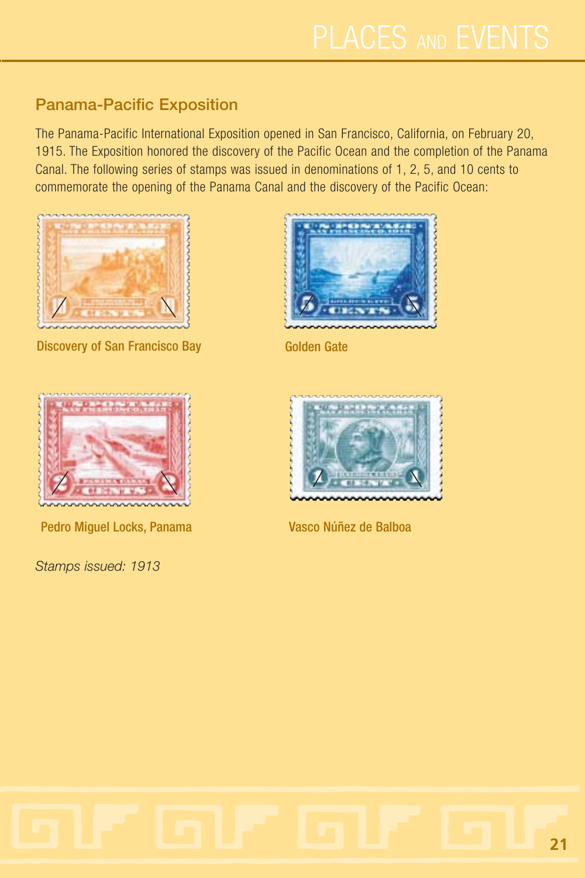## Panama-Pacific Exposition

The Panama-Pacific International Exposition opened in San Francisco, California, on February 20, 1915. The Exposition honored the discovery of the Pacific Ocean and the completion of the Panama Canal. The following series of stamps was issued in denominations of 1, 2, 5, and 10 cents to commemorate the opening of the Panama Canal and the discovery of the Pacific Ocean:

Discovery of San Francisco Bay

Golden Gate

Pedro Miguel Locks, Panama

Vasco Núñez de Balboa

*Stamps issued: 1913*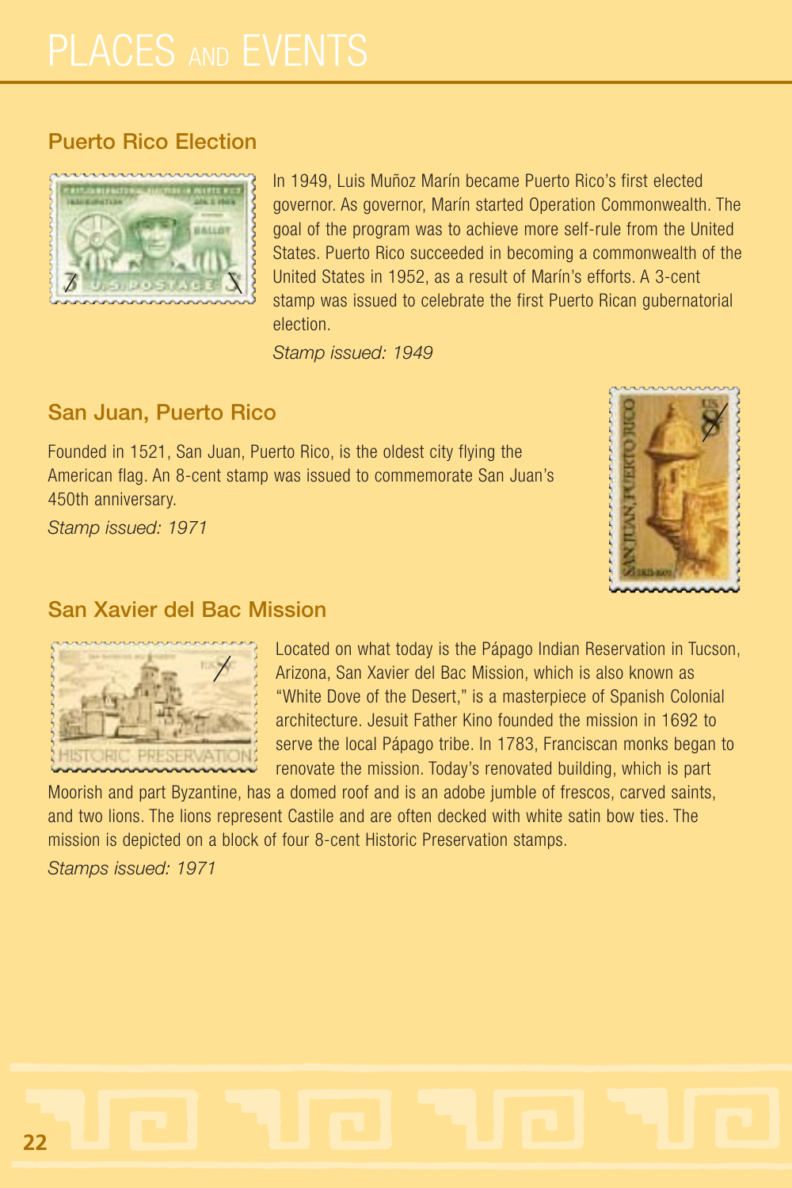# PLACES AND EVENTS

### Puerto Rico Election

In 1949, Luis Muñoz Marín became Puerto Rico's first elected governor. As governor, Marín started Operation Commonwealth. The goal of the program was to achieve more self-rule from the United States. Puerto Rico succeeded in becoming a commonwealth of the United States in 1952, as a result of Marín's efforts. A 3-cent stamp was issued to celebrate the first Puerto Rican gubernatorial election.

*Stamp issued: 1949*

### San Juan, Puerto Rico

Founded in 1521, San Juan, Puerto Rico, is the oldest city flying the American flag. An 8-cent stamp was issued to commemorate San Juan's 450th anniversary.

*Stamp issued: 1971*

### San Xavier del Bac Mission

Located on what today is the Pápago Indian Reservation in Tucson, Arizona, San Xavier del Bac Mission, which is also known as "White Dove of the Desert," is a masterpiece of Spanish Colonial architecture. Jesuit Father Kino founded the mission in 1692 to serve the local Pápago tribe. In 1783, Franciscan monks began to renovate the mission. Today's renovated building, which is part Moorish and part Byzantine, has a domed roof and is an adobe jumble of frescos, carved saints, and two lions. The lions represent Castile and are often decked with white satin bow ties. The mission is depicted on a block of four 8-cent Historic Preservation stamps.

*Stamps issued: 1971*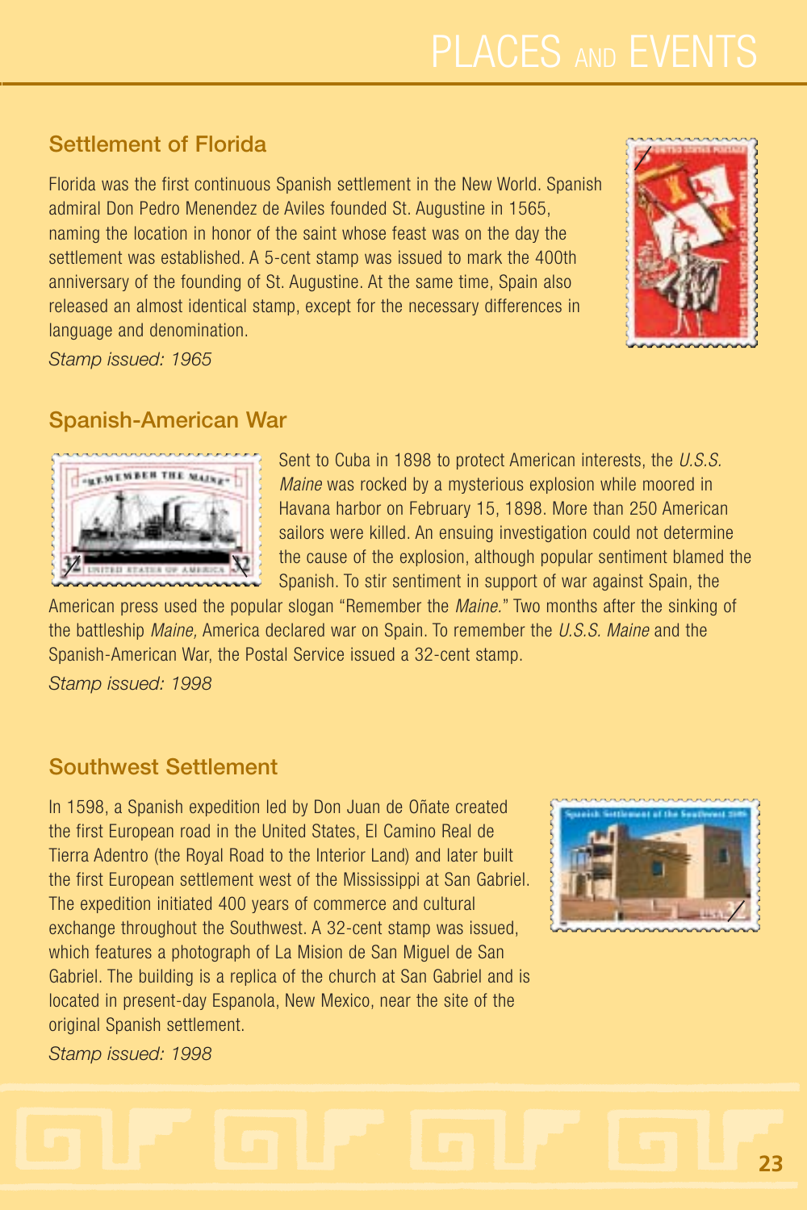# PLACES AND EVENTS

## Settlement of Florida

Florida was the first continuous Spanish settlement in the New World. Spanish admiral Don Pedro Menendez de Aviles founded St. Augustine in 1565, naming the location in honor of the saint whose feast was on the day the settlement was established. A 5-cent stamp was issued to mark the 400th anniversary of the founding of St. Augustine. At the same time, Spain also released an almost identical stamp, except for the necessary differences in language and denomination.

*Stamp issued: 1965*

## Spanish-American War

Sent to Cuba in 1898 to protect American interests, the *U.S.S. Maine* was rocked by a mysterious explosion while moored in Havana harbor on February 15, 1898. More than 250 American sailors were killed. An ensuing investigation could not determine the cause of the explosion, although popular sentiment blamed the Spanish. To stir sentiment in support of war against Spain, the American press used the popular slogan "Remember the *Maine*." Two months after the sinking of the battleship *Maine,* America declared war on Spain. To remember the *U.S.S. Maine* and the Spanish-American War, the Postal Service issued a 32-cent stamp.

*Stamp issued: 1998*

## Southwest Settlement

In 1598, a Spanish expedition led by Don Juan de Oñate created the first European road in the United States, El Camino Real de Tierra Adentro (the Royal Road to the Interior Land) and later built the first European settlement west of the Mississippi at San Gabriel. The expedition initiated 400 years of commerce and cultural exchange throughout the Southwest. A 32-cent stamp was issued, which features a photograph of La Mision de San Miguel de San Gabriel. The building is a replica of the church at San Gabriel and is located in present-day Espanola, New Mexico, near the site of the original Spanish settlement.

*Stamp issued: 1998*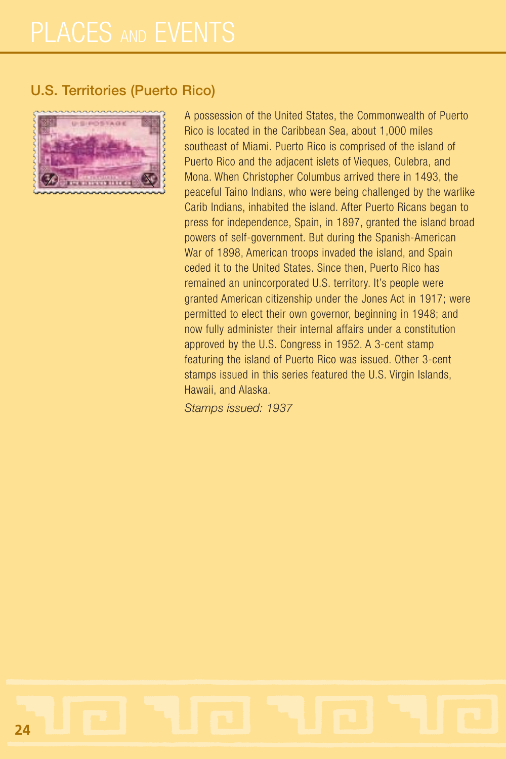# PLACES AND EVENTS

## U.S. Territories (Puerto Rico)

A possession of the United States, the Commonwealth of Puerto Rico is located in the Caribbean Sea, about 1,000 miles southeast of Miami. Puerto Rico is comprised of the island of Puerto Rico and the adjacent islets of Vieques, Culebra, and Mona. When Christopher Columbus arrived there in 1493, the peaceful Taino Indians, who were being challenged by the warlike Carib Indians, inhabited the island. After Puerto Ricans began to press for independence, Spain, in 1897, granted the island broad powers of self-government. But during the Spanish-American War of 1898, American troops invaded the island, and Spain ceded it to the United States. Since then, Puerto Rico has remained an unincorporated U.S. territory. It's people were granted American citizenship under the Jones Act in 1917; were permitted to elect their own governor, beginning in 1948; and now fully administer their internal affairs under a constitution approved by the U.S. Congress in 1952. A 3-cent stamp featuring the island of Puerto Rico was issued. Other 3-cent stamps issued in this series featured the U.S. Virgin Islands, Hawaii, and Alaska.

*Stamps issued: 1937*